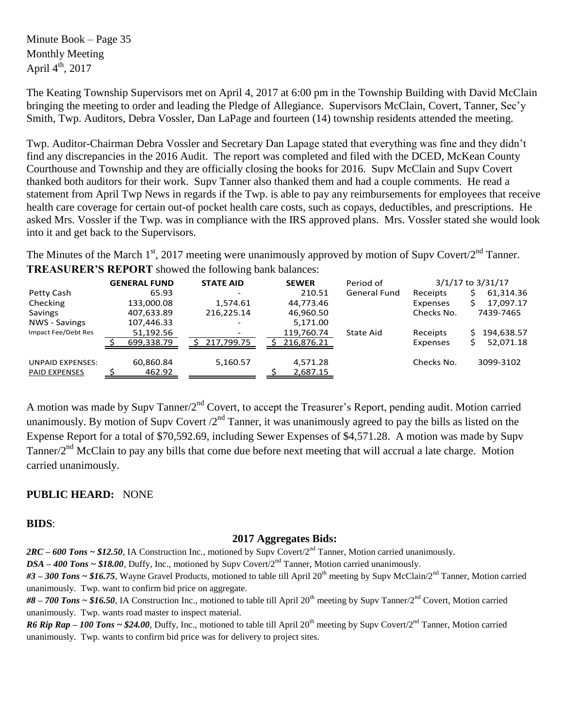Minute Book – Page 35
Monthly Meeting
April 4th, 2017

The Keating Township Supervisors met on April 4, 2017 at 6:00 pm in the Township Building with David McClain bringing the meeting to order and leading the Pledge of Allegiance. Supervisors McClain, Covert, Tanner, Sec'y Smith, Twp. Auditors, Debra Vossler, Dan LaPage and fourteen (14) township residents attended the meeting.

Twp. Auditor-Chairman Debra Vossler and Secretary Dan Lapage stated that everything was fine and they didn't find any discrepancies in the 2016 Audit. The report was completed and filed with the DCED, McKean County Courthouse and Township and they are officially closing the books for 2016. Supv McClain and Supv Covert thanked both auditors for their work. Supv Tanner also thanked them and had a couple comments. He read a statement from April Twp News in regards if the Twp. is able to pay any reimbursements for employees that receive health care coverage for certain out-of pocket health care costs, such as copays, deductibles, and prescriptions. He asked Mrs. Vossler if the Twp. was in compliance with the IRS approved plans. Mrs. Vossler stated she would look into it and get back to the Supervisors.

The Minutes of the March 1st, 2017 meeting were unanimously approved by motion of Supv Covert/2nd Tanner.

**TREASURER'S REPORT** showed the following bank balances:

| | GENERAL FUND | STATE AID | SEWER | Period of | 3/1/17 to 3/31/17 | |
|---|---|---|---|---|---|---|
| Petty Cash | 65.93 | - | 210.51 | General Fund | Receipts | $ 61,314.36 |
| Checking | 133,000.08 | 1,574.61 | 44,773.46 | | Expenses | $ 17,097.17 |
| Savings | 407,633.89 | 216,225.14 | 46,960.50 | | Checks No. | 7439-7465 |
| NWS - Savings | 107,446.33 | - | 5,171.00 | | | |
| Impact Fee/Debt Res | 51,192.56 | - | 119,760.74 | State Aid | Receipts | $ 194,638.57 |
| | $ 699,338.79 | $ 217,799.75 | $ 216,876.21 | | Expenses | $ 52,071.18 |
| UNPAID EXPENSES: | 60,860.84 | 5,160.57 | 4,571.28 | | Checks No. | 3099-3102 |
| PAID EXPENSES | $ 462.92 | | $ 2,687.15 | | | |

A motion was made by Supv Tanner/2nd Covert, to accept the Treasurer's Report, pending audit. Motion carried unanimously. By motion of Supv Covert /2nd Tanner, it was unanimously agreed to pay the bills as listed on the Expense Report for a total of $70,592.69, including Sewer Expenses of $4,571.28. A motion was made by Supv Tanner/2nd McClain to pay any bills that come due before next meeting that will accrual a late charge. Motion carried unanimously.

**PUBLIC HEARD:** NONE

**BIDS**:

**2017 Aggregates Bids:**

***2RC – 600 Tons ~ $12.50***, IA Construction Inc., motioned by Supv Covert/2nd Tanner, Motion carried unanimously.

***DSA – 400 Tons ~ $18.00***, Duffy, Inc., motioned by Supv Covert/2nd Tanner, Motion carried unanimously.

***#3 – 300 Tons ~ $16.75***, Wayne Gravel Products, motioned to table till April 20th meeting by Supv McClain/2nd Tanner, Motion carried unanimously. Twp. want to confirm bid price on aggregate.

***#8 – 700 Tons ~ $16.50***, IA Construction Inc., motioned to table till April 20th meeting by Supv Tanner/2nd Covert, Motion carried unanimously. Twp. wants road master to inspect material.

***R6 Rip Rap – 100 Tons ~ $24.00***, Duffy, Inc., motioned to table till April 20th meeting by Supv Covert/2nd Tanner, Motion carried unanimously. Twp. wants to confirm bid price was for delivery to project sites.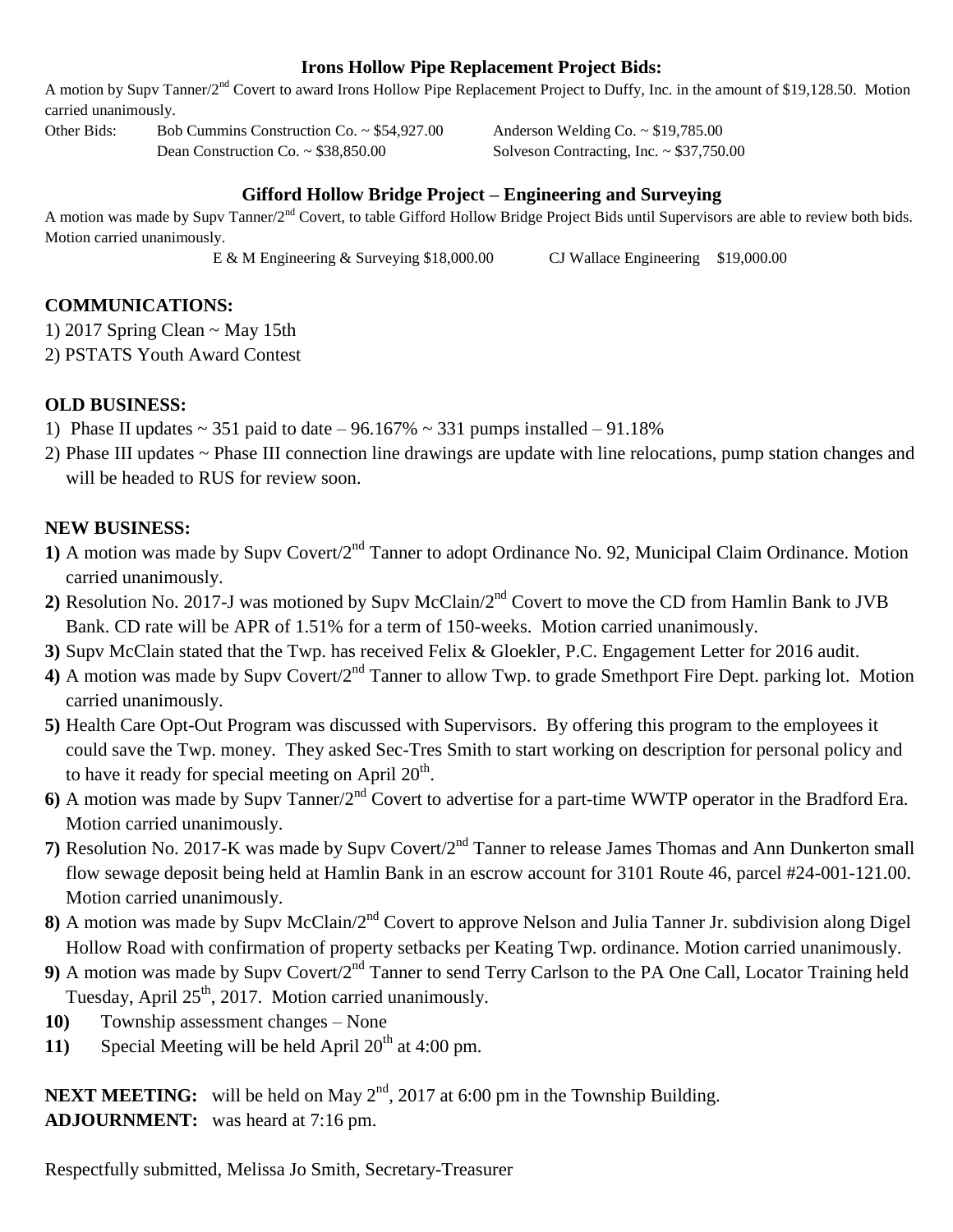### Irons Hollow Pipe Replacement Project Bids:

A motion by Supv Tanner/2nd Covert to award Irons Hollow Pipe Replacement Project to Duffy, Inc. in the amount of $19,128.50. Motion carried unanimously.

| | | |
|---|---|---|
| Other Bids: | Bob Cummins Construction Co. ~ $54,927.00 | Anderson Welding Co. ~ $19,785.00 |
| | Dean Construction Co. ~ $38,850.00 | Solveson Contracting, Inc. ~ $37,750.00 |

### Gifford Hollow Bridge Project – Engineering and Surveying

A motion was made by Supv Tanner/2nd Covert, to table Gifford Hollow Bridge Project Bids until Supervisors are able to review both bids. Motion carried unanimously.

E & M Engineering & Surveying $18,000.00    CJ Wallace Engineering $19,000.00

### COMMUNICATIONS:

1) 2017 Spring Clean ~ May 15th
2) PSTATS Youth Award Contest

### OLD BUSINESS:

1) Phase II updates ~ 351 paid to date – 96.167% ~ 331 pumps installed – 91.18%
2) Phase III updates ~ Phase III connection line drawings are update with line relocations, pump station changes and will be headed to RUS for review soon.

### NEW BUSINESS:

**1)** A motion was made by Supv Covert/2nd Tanner to adopt Ordinance No. 92, Municipal Claim Ordinance. Motion carried unanimously.

**2)** Resolution No. 2017-J was motioned by Supv McClain/2nd Covert to move the CD from Hamlin Bank to JVB Bank. CD rate will be APR of 1.51% for a term of 150-weeks. Motion carried unanimously.

**3)** Supv McClain stated that the Twp. has received Felix & Gloekler, P.C. Engagement Letter for 2016 audit.

**4)** A motion was made by Supv Covert/2nd Tanner to allow Twp. to grade Smethport Fire Dept. parking lot. Motion carried unanimously.

**5)** Health Care Opt-Out Program was discussed with Supervisors. By offering this program to the employees it could save the Twp. money. They asked Sec-Tres Smith to start working on description for personal policy and to have it ready for special meeting on April 20th.

**6)** A motion was made by Supv Tanner/2nd Covert to advertise for a part-time WWTP operator in the Bradford Era. Motion carried unanimously.

**7)** Resolution No. 2017-K was made by Supv Covert/2nd Tanner to release James Thomas and Ann Dunkerton small flow sewage deposit being held at Hamlin Bank in an escrow account for 3101 Route 46, parcel #24-001-121.00. Motion carried unanimously.

**8)** A motion was made by Supv McClain/2nd Covert to approve Nelson and Julia Tanner Jr. subdivision along Digel Hollow Road with confirmation of property setbacks per Keating Twp. ordinance. Motion carried unanimously.

**9)** A motion was made by Supv Covert/2nd Tanner to send Terry Carlson to the PA One Call, Locator Training held Tuesday, April 25th, 2017. Motion carried unanimously.

**10)** Township assessment changes – None

**11)** Special Meeting will be held April 20th at 4:00 pm.

**NEXT MEETING:** will be held on May 2nd, 2017 at 6:00 pm in the Township Building.

**ADJOURNMENT:** was heard at 7:16 pm.

Respectfully submitted, Melissa Jo Smith, Secretary-Treasurer